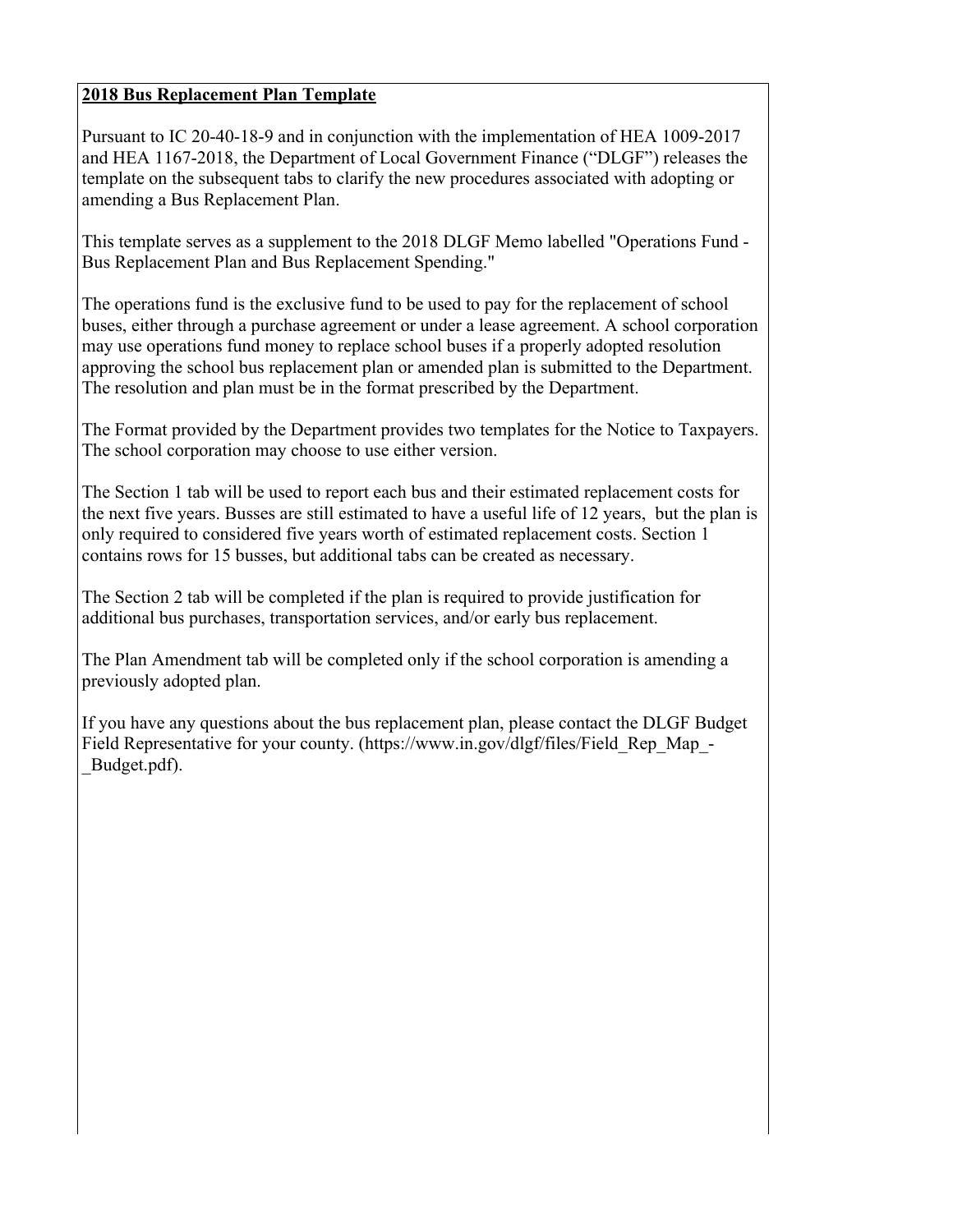**2018 Bus Replacement Plan Template**

Pursuant to IC 20-40-18-9 and in conjunction with the implementation of HEA 1009-2017 and HEA 1167-2018, the Department of Local Government Finance ("DLGF") releases the template on the subsequent tabs to clarify the new procedures associated with adopting or amending a Bus Replacement Plan.

This template serves as a supplement to the 2018 DLGF Memo labelled "Operations Fund - Bus Replacement Plan and Bus Replacement Spending."

The operations fund is the exclusive fund to be used to pay for the replacement of school buses, either through a purchase agreement or under a lease agreement. A school corporation may use operations fund money to replace school buses if a properly adopted resolution approving the school bus replacement plan or amended plan is submitted to the Department. The resolution and plan must be in the format prescribed by the Department.

The Format provided by the Department provides two templates for the Notice to Taxpayers. The school corporation may choose to use either version.

The Section 1 tab will be used to report each bus and their estimated replacement costs for the next five years. Busses are still estimated to have a useful life of 12 years, but the plan is only required to considered five years worth of estimated replacement costs. Section 1 contains rows for 15 busses, but additional tabs can be created as necessary.

The Section 2 tab will be completed if the plan is required to provide justification for additional bus purchases, transportation services, and/or early bus replacement.

The Plan Amendment tab will be completed only if the school corporation is amending a previously adopted plan.

If you have any questions about the bus replacement plan, please contact the DLGF Budget Field Representative for your county. (https://www.in.gov/dlgf/files/Field_Rep_Map_-_Budget.pdf).